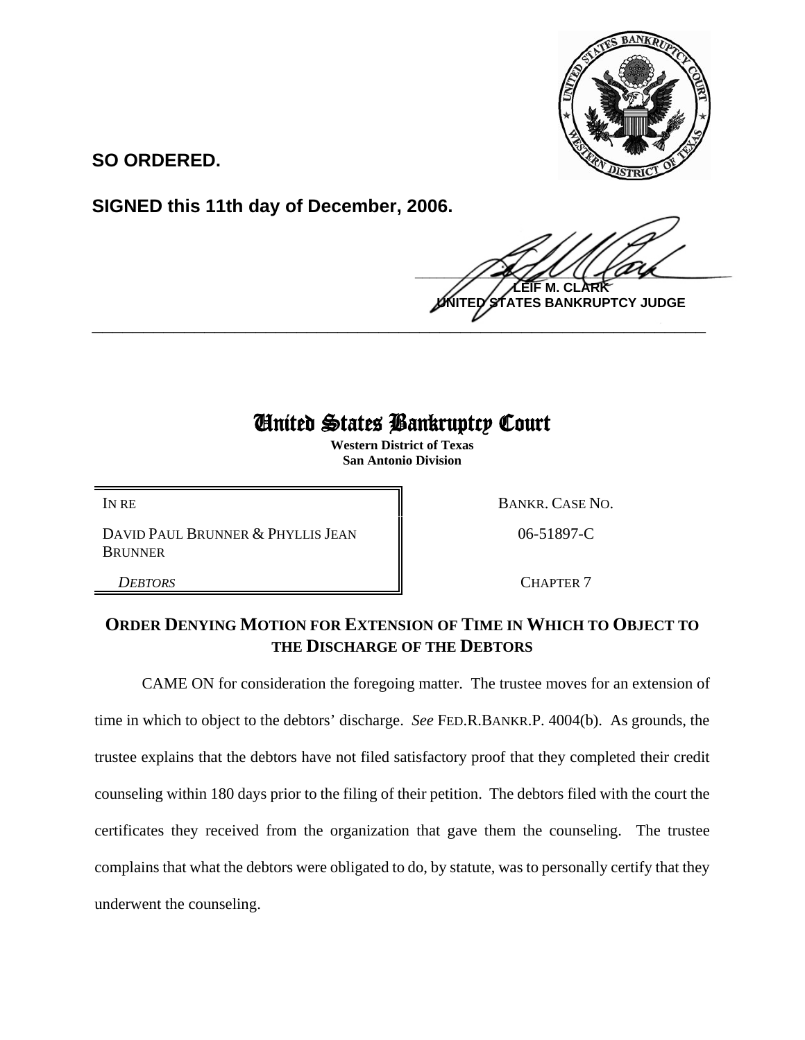**SO ORDERED.**

**SIGNED this 11th day of December, 2006.**

**LEIF M. CLARK**
**UNITED STATES BANKRUPTCY JUDGE**

---

# United States Bankruptcy Court

**Western District of Texas**
**San Antonio Division**

| | |
|---|---|
| IN RE | BANKR. CASE NO. |
| DAVID PAUL BRUNNER & PHYLLIS JEAN BRUNNER | 06-51897-C |
| *DEBTORS* | CHAPTER 7 |

## ORDER DENYING MOTION FOR EXTENSION OF TIME IN WHICH TO OBJECT TO THE DISCHARGE OF THE DEBTORS

CAME ON for consideration the foregoing matter. The trustee moves for an extension of time in which to object to the debtors' discharge. *See* FED.R.BANKR.P. 4004(b). As grounds, the trustee explains that the debtors have not filed satisfactory proof that they completed their credit counseling within 180 days prior to the filing of their petition. The debtors filed with the court the certificates they received from the organization that gave them the counseling. The trustee complains that what the debtors were obligated to do, by statute, was to personally certify that they underwent the counseling.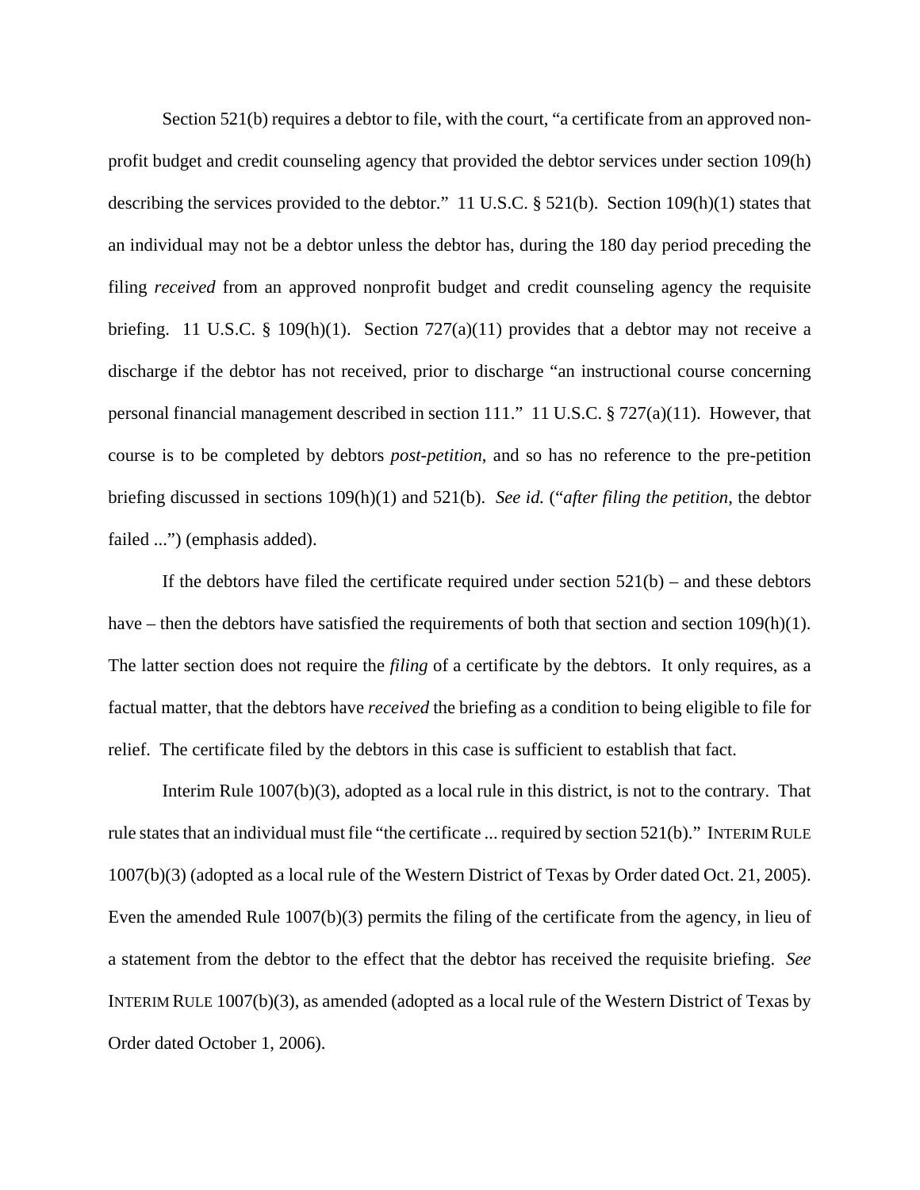Section 521(b) requires a debtor to file, with the court, "a certificate from an approved non-profit budget and credit counseling agency that provided the debtor services under section 109(h) describing the services provided to the debtor." 11 U.S.C. § 521(b). Section 109(h)(1) states that an individual may not be a debtor unless the debtor has, during the 180 day period preceding the filing *received* from an approved nonprofit budget and credit counseling agency the requisite briefing. 11 U.S.C. § 109(h)(1). Section 727(a)(11) provides that a debtor may not receive a discharge if the debtor has not received, prior to discharge "an instructional course concerning personal financial management described in section 111." 11 U.S.C. § 727(a)(11). However, that course is to be completed by debtors *post-petition*, and so has no reference to the pre-petition briefing discussed in sections 109(h)(1) and 521(b). *See id.* ("*after filing the petition*, the debtor failed ...") (emphasis added).

If the debtors have filed the certificate required under section 521(b) – and these debtors have – then the debtors have satisfied the requirements of both that section and section 109(h)(1). The latter section does not require the *filing* of a certificate by the debtors. It only requires, as a factual matter, that the debtors have *received* the briefing as a condition to being eligible to file for relief. The certificate filed by the debtors in this case is sufficient to establish that fact.

Interim Rule 1007(b)(3), adopted as a local rule in this district, is not to the contrary. That rule states that an individual must file "the certificate ... required by section 521(b)." INTERIM RULE 1007(b)(3) (adopted as a local rule of the Western District of Texas by Order dated Oct. 21, 2005). Even the amended Rule 1007(b)(3) permits the filing of the certificate from the agency, in lieu of a statement from the debtor to the effect that the debtor has received the requisite briefing. *See* INTERIM RULE 1007(b)(3), as amended (adopted as a local rule of the Western District of Texas by Order dated October 1, 2006).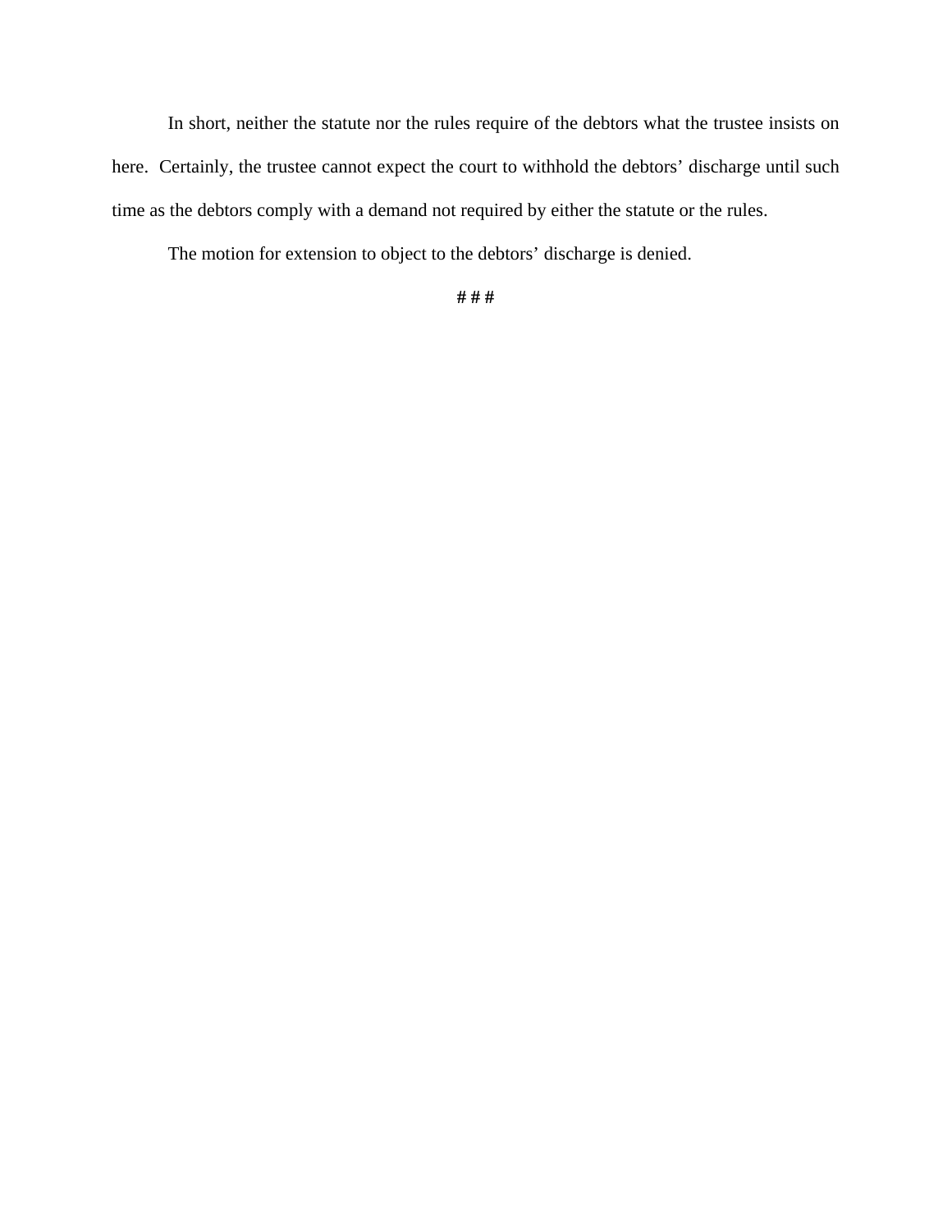In short, neither the statute nor the rules require of the debtors what the trustee insists on here. Certainly, the trustee cannot expect the court to withhold the debtors' discharge until such time as the debtors comply with a demand not required by either the statute or the rules.

The motion for extension to object to the debtors' discharge is denied.

# # #